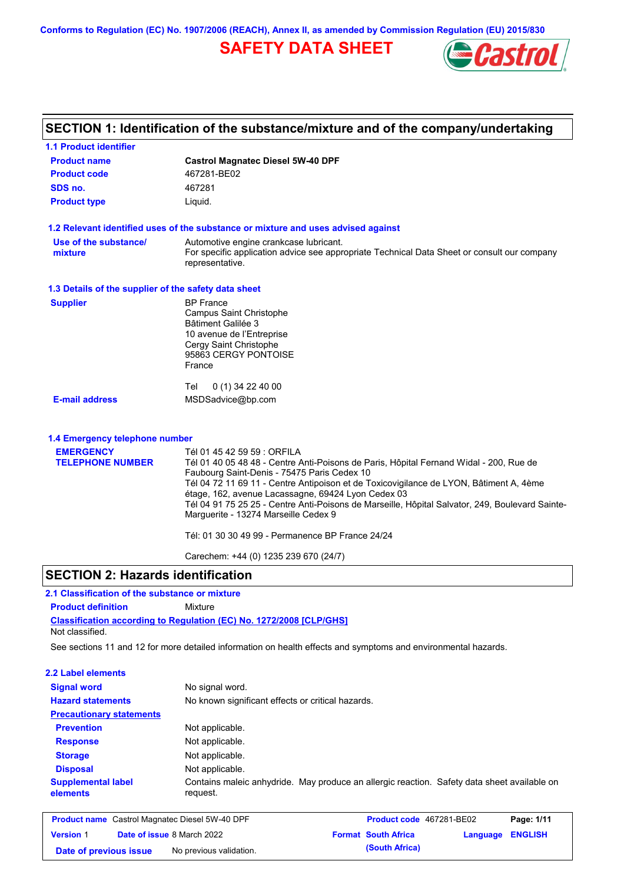Conforms to Regulation (EC) No. 1907/2006 (REACH), Annex II, as amended by Commission Regulation (EU) 2015/830

# SAFETY DATA SHEET

## SECTION 1: Identification of the substance/mixture and of the company/undertaking

### 1.1 Product identifier

| | |
|---|---|
| **Product name** | **Castrol Magnatec Diesel 5W-40 DPF** |
| **Product code** | 467281-BE02 |
| **SDS no.** | 467281 |
| **Product type** | Liquid. |

### 1.2 Relevant identified uses of the substance or mixture and uses advised against

**Use of the substance/ mixture**: Automotive engine crankcase lubricant.
For specific application advice see appropriate Technical Data Sheet or consult our company representative.

### 1.3 Details of the supplier of the safety data sheet

**Supplier**:
BP France
Campus Saint Christophe
Bâtiment Galilée 3
10 avenue de l'Entreprise
Cergy Saint Christophe
95863 CERGY PONTOISE
France

Tel 0 (1) 34 22 40 00

**E-mail address**: MSDSadvice@bp.com

### 1.4 Emergency telephone number

**EMERGENCY TELEPHONE NUMBER**:
Tél 01 45 42 59 59 : ORFILA
Tél 01 40 05 48 48 - Centre Anti-Poisons de Paris, Hôpital Fernand Widal - 200, Rue de Faubourg Saint-Denis - 75475 Paris Cedex 10
Tél 04 72 11 69 11 - Centre Antipoison et de Toxicovigilance de LYON, Bâtiment A, 4ème étage, 162, avenue Lacassagne, 69424 Lyon Cedex 03
Tél 04 91 75 25 25 - Centre Anti-Poisons de Marseille, Hôpital Salvator, 249, Boulevard Sainte-Marguerite - 13274 Marseille Cedex 9

Tél: 01 30 30 49 99 - Permanence BP France 24/24

Carechem: +44 (0) 1235 239 670 (24/7)

## SECTION 2: Hazards identification

### 2.1 Classification of the substance or mixture

**Product definition**: Mixture

**Classification according to Regulation (EC) No. 1272/2008 [CLP/GHS]**
Not classified.

See sections 11 and 12 for more detailed information on health effects and symptoms and environmental hazards.

### 2.2 Label elements

| | |
|---|---|
| **Signal word** | No signal word. |
| **Hazard statements** | No known significant effects or critical hazards. |
| **Precautionary statements** | |
| **Prevention** | Not applicable. |
| **Response** | Not applicable. |
| **Storage** | Not applicable. |
| **Disposal** | Not applicable. |
| **Supplemental label elements** | Contains maleic anhydride. May produce an allergic reaction. Safety data sheet available on request. |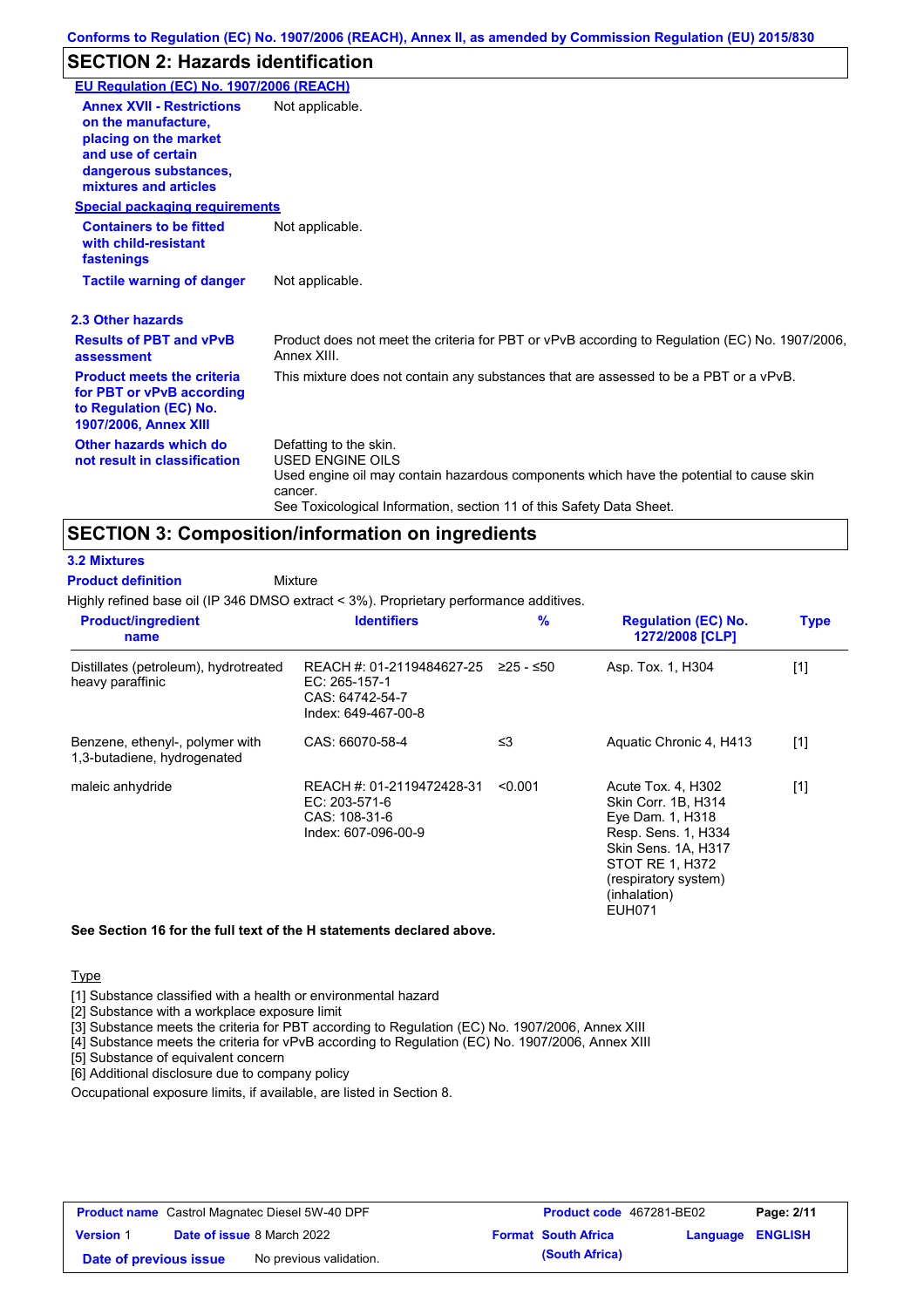Conforms to Regulation (EC) No. 1907/2006 (REACH), Annex II, as amended by Commission Regulation (EU) 2015/830

## SECTION 2: Hazards identification

**EU Regulation (EC) No. 1907/2006 (REACH)**

| | |
|---|---|
| **Annex XVII - Restrictions on the manufacture, placing on the market and use of certain dangerous substances, mixtures and articles** | Not applicable. |

**Special packaging requirements**

| | |
|---|---|
| **Containers to be fitted with child-resistant fastenings** | Not applicable. |
| **Tactile warning of danger** | Not applicable. |

### 2.3 Other hazards

| | |
|---|---|
| **Results of PBT and vPvB assessment** | Product does not meet the criteria for PBT or vPvB according to Regulation (EC) No. 1907/2006, Annex XIII. |
| **Product meets the criteria for PBT or vPvB according to Regulation (EC) No. 1907/2006, Annex XIII** | This mixture does not contain any substances that are assessed to be a PBT or a vPvB. |
| **Other hazards which do not result in classification** | Defatting to the skin.<br>USED ENGINE OILS<br>Used engine oil may contain hazardous components which have the potential to cause skin cancer.<br>See Toxicological Information, section 11 of this Safety Data Sheet. |

## SECTION 3: Composition/information on ingredients

### 3.2 Mixtures

**Product definition** Mixture

Highly refined base oil (IP 346 DMSO extract < 3%). Proprietary performance additives.

| Product/ingredient name | Identifiers | % | Regulation (EC) No. 1272/2008 [CLP] | Type |
|---|---|---|---|---|
| Distillates (petroleum), hydrotreated heavy paraffinic | REACH #: 01-2119484627-25<br>EC: 265-157-1<br>CAS: 64742-54-7<br>Index: 649-467-00-8 | ≥25 - ≤50 | Asp. Tox. 1, H304 | [1] |
| Benzene, ethenyl-, polymer with 1,3-butadiene, hydrogenated | CAS: 66070-58-4 | ≤3 | Aquatic Chronic 4, H413 | [1] |
| maleic anhydride | REACH #: 01-2119472428-31<br>EC: 203-571-6<br>CAS: 108-31-6<br>Index: 607-096-00-9 | <0.001 | Acute Tox. 4, H302<br>Skin Corr. 1B, H314<br>Eye Dam. 1, H318<br>Resp. Sens. 1, H334<br>Skin Sens. 1A, H317<br>STOT RE 1, H372 (respiratory system) (inhalation)<br>EUH071 | [1] |

**See Section 16 for the full text of the H statements declared above.**

Type

[1] Substance classified with a health or environmental hazard
[2] Substance with a workplace exposure limit
[3] Substance meets the criteria for PBT according to Regulation (EC) No. 1907/2006, Annex XIII
[4] Substance meets the criteria for vPvB according to Regulation (EC) No. 1907/2006, Annex XIII
[5] Substance of equivalent concern
[6] Additional disclosure due to company policy

Occupational exposure limits, if available, are listed in Section 8.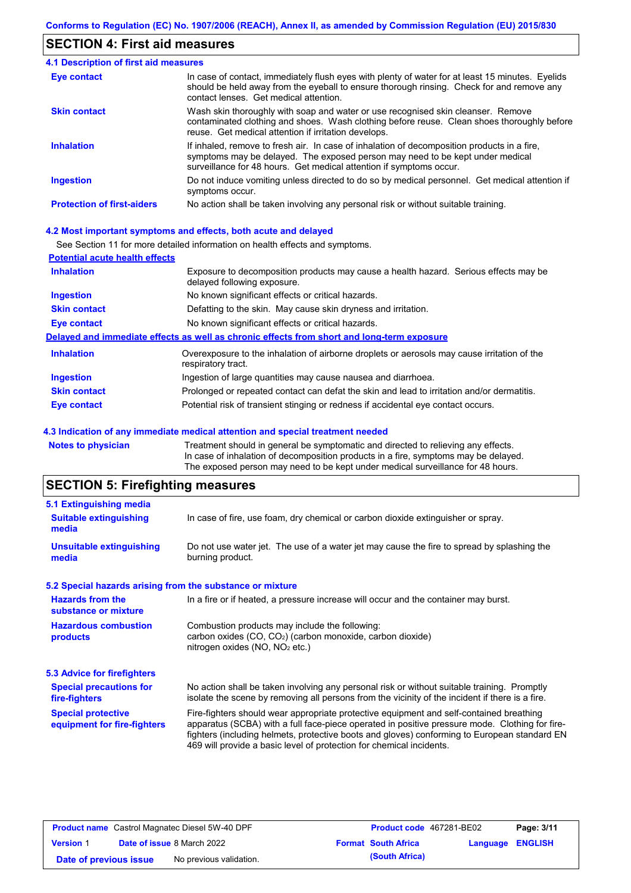## SECTION 4: First aid measures

### 4.1 Description of first aid measures

| | |
|---|---|
| **Eye contact** | In case of contact, immediately flush eyes with plenty of water for at least 15 minutes. Eyelids should be held away from the eyeball to ensure thorough rinsing. Check for and remove any contact lenses. Get medical attention. |
| **Skin contact** | Wash skin thoroughly with soap and water or use recognised skin cleanser. Remove contaminated clothing and shoes. Wash clothing before reuse. Clean shoes thoroughly before reuse. Get medical attention if irritation develops. |
| **Inhalation** | If inhaled, remove to fresh air. In case of inhalation of decomposition products in a fire, symptoms may be delayed. The exposed person may need to be kept under medical surveillance for 48 hours. Get medical attention if symptoms occur. |
| **Ingestion** | Do not induce vomiting unless directed to do so by medical personnel. Get medical attention if symptoms occur. |
| **Protection of first-aiders** | No action shall be taken involving any personal risk or without suitable training. |

### 4.2 Most important symptoms and effects, both acute and delayed

See Section 11 for more detailed information on health effects and symptoms.

**Potential acute health effects**

| | |
|---|---|
| **Inhalation** | Exposure to decomposition products may cause a health hazard. Serious effects may be delayed following exposure. |
| **Ingestion** | No known significant effects or critical hazards. |
| **Skin contact** | Defatting to the skin. May cause skin dryness and irritation. |
| **Eye contact** | No known significant effects or critical hazards. |

**Delayed and immediate effects as well as chronic effects from short and long-term exposure**

| | |
|---|---|
| **Inhalation** | Overexposure to the inhalation of airborne droplets or aerosols may cause irritation of the respiratory tract. |
| **Ingestion** | Ingestion of large quantities may cause nausea and diarrhoea. |
| **Skin contact** | Prolonged or repeated contact can defat the skin and lead to irritation and/or dermatitis. |
| **Eye contact** | Potential risk of transient stinging or redness if accidental eye contact occurs. |

### 4.3 Indication of any immediate medical attention and special treatment needed

| | |
|---|---|
| **Notes to physician** | Treatment should in general be symptomatic and directed to relieving any effects. In case of inhalation of decomposition products in a fire, symptoms may be delayed. The exposed person may need to be kept under medical surveillance for 48 hours. |

## SECTION 5: Firefighting measures

### 5.1 Extinguishing media

| | |
|---|---|
| **Suitable extinguishing media** | In case of fire, use foam, dry chemical or carbon dioxide extinguisher or spray. |
| **Unsuitable extinguishing media** | Do not use water jet. The use of a water jet may cause the fire to spread by splashing the burning product. |

### 5.2 Special hazards arising from the substance or mixture

| | |
|---|---|
| **Hazards from the substance or mixture** | In a fire or if heated, a pressure increase will occur and the container may burst. |
| **Hazardous combustion products** | Combustion products may include the following: carbon oxides (CO, $CO_2$) (carbon monoxide, carbon dioxide) nitrogen oxides (NO, $NO_2$ etc.) |

### 5.3 Advice for firefighters

| | |
|---|---|
| **Special precautions for fire-fighters** | No action shall be taken involving any personal risk or without suitable training. Promptly isolate the scene by removing all persons from the vicinity of the incident if there is a fire. |
| **Special protective equipment for fire-fighters** | Fire-fighters should wear appropriate protective equipment and self-contained breathing apparatus (SCBA) with a full face-piece operated in positive pressure mode. Clothing for fire-fighters (including helmets, protective boots and gloves) conforming to European standard EN 469 will provide a basic level of protection for chemical incidents. |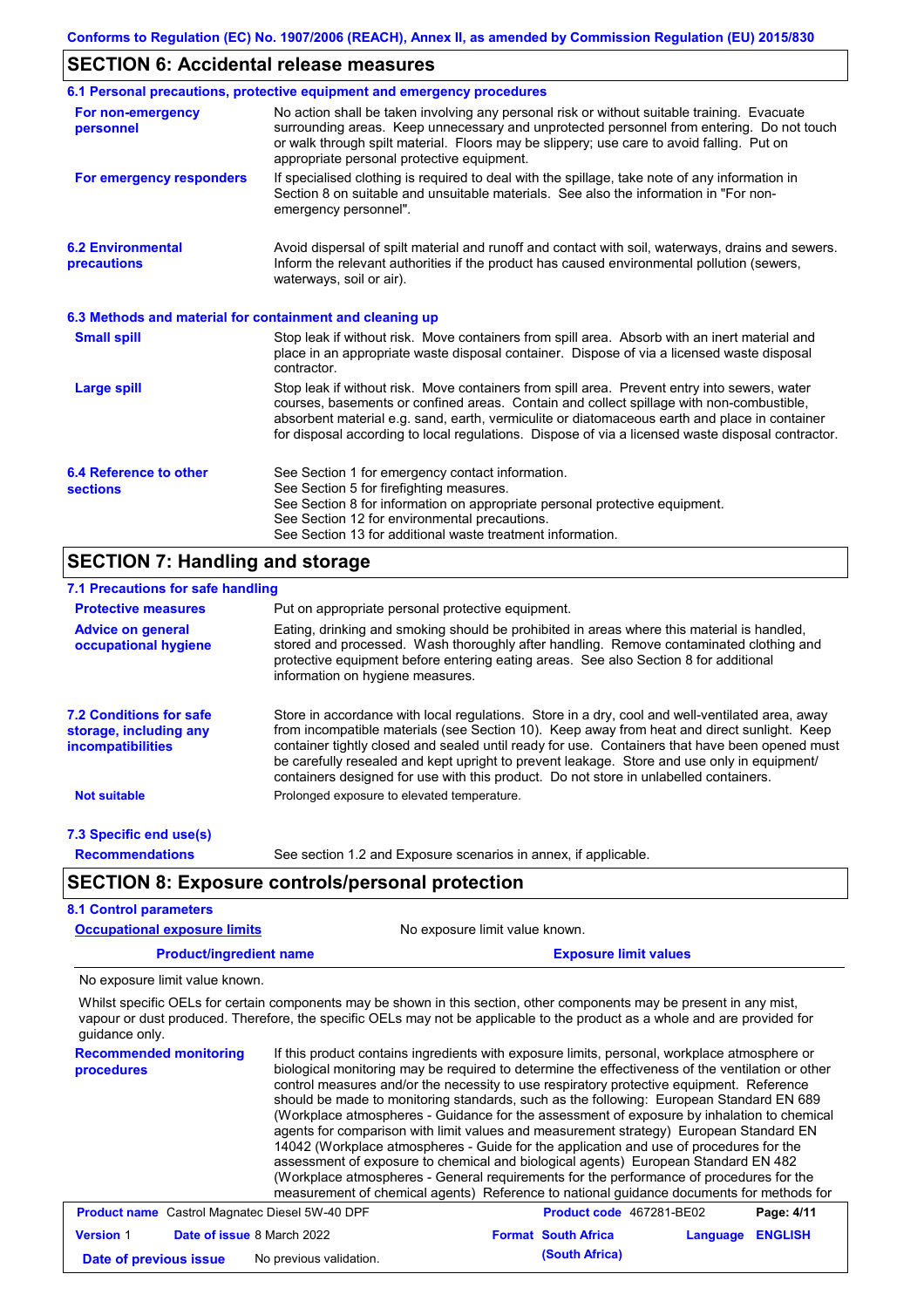## SECTION 6: Accidental release measures

### 6.1 Personal precautions, protective equipment and emergency procedures

**For non-emergency personnel**

No action shall be taken involving any personal risk or without suitable training. Evacuate surrounding areas. Keep unnecessary and unprotected personnel from entering. Do not touch or walk through spilt material. Floors may be slippery; use care to avoid falling. Put on appropriate personal protective equipment.

**For emergency responders**

If specialised clothing is required to deal with the spillage, take note of any information in Section 8 on suitable and unsuitable materials. See also the information in "For non-emergency personnel".

### 6.2 Environmental precautions

Avoid dispersal of spilt material and runoff and contact with soil, waterways, drains and sewers. Inform the relevant authorities if the product has caused environmental pollution (sewers, waterways, soil or air).

### 6.3 Methods and material for containment and cleaning up

**Small spill**

Stop leak if without risk. Move containers from spill area. Absorb with an inert material and place in an appropriate waste disposal container. Dispose of via a licensed waste disposal contractor.

**Large spill**

Stop leak if without risk. Move containers from spill area. Prevent entry into sewers, water courses, basements or confined areas. Contain and collect spillage with non-combustible, absorbent material e.g. sand, earth, vermiculite or diatomaceous earth and place in container for disposal according to local regulations. Dispose of via a licensed waste disposal contractor.

### 6.4 Reference to other sections

See Section 1 for emergency contact information.
See Section 5 for firefighting measures.
See Section 8 for information on appropriate personal protective equipment.
See Section 12 for environmental precautions.
See Section 13 for additional waste treatment information.

## SECTION 7: Handling and storage

### 7.1 Precautions for safe handling

**Protective measures**

Put on appropriate personal protective equipment.

**Advice on general occupational hygiene**

Eating, drinking and smoking should be prohibited in areas where this material is handled, stored and processed. Wash thoroughly after handling. Remove contaminated clothing and protective equipment before entering eating areas. See also Section 8 for additional information on hygiene measures.

### 7.2 Conditions for safe storage, including any incompatibilities

Store in accordance with local regulations. Store in a dry, cool and well-ventilated area, away from incompatible materials (see Section 10). Keep away from heat and direct sunlight. Keep container tightly closed and sealed until ready for use. Containers that have been opened must be carefully resealed and kept upright to prevent leakage. Store and use only in equipment/ containers designed for use with this product. Do not store in unlabelled containers.

**Not suitable**

Prolonged exposure to elevated temperature.

### 7.3 Specific end use(s)

**Recommendations**

See section 1.2 and Exposure scenarios in annex, if applicable.

## SECTION 8: Exposure controls/personal protection

### 8.1 Control parameters

**Occupational exposure limits**

No exposure limit value known.

| Product/ingredient name | Exposure limit values |
|---|---|
| No exposure limit value known. | |

Whilst specific OELs for certain components may be shown in this section, other components may be present in any mist, vapour or dust produced. Therefore, the specific OELs may not be applicable to the product as a whole and are provided for guidance only.

**Recommended monitoring procedures**

If this product contains ingredients with exposure limits, personal, workplace atmosphere or biological monitoring may be required to determine the effectiveness of the ventilation or other control measures and/or the necessity to use respiratory protective equipment. Reference should be made to monitoring standards, such as the following: European Standard EN 689 (Workplace atmospheres - Guidance for the assessment of exposure by inhalation to chemical agents for comparison with limit values and measurement strategy) European Standard EN 14042 (Workplace atmospheres - Guide for the application and use of procedures for the assessment of exposure to chemical and biological agents) European Standard EN 482 (Workplace atmospheres - General requirements for the performance of procedures for the measurement of chemical agents) Reference to national guidance documents for methods for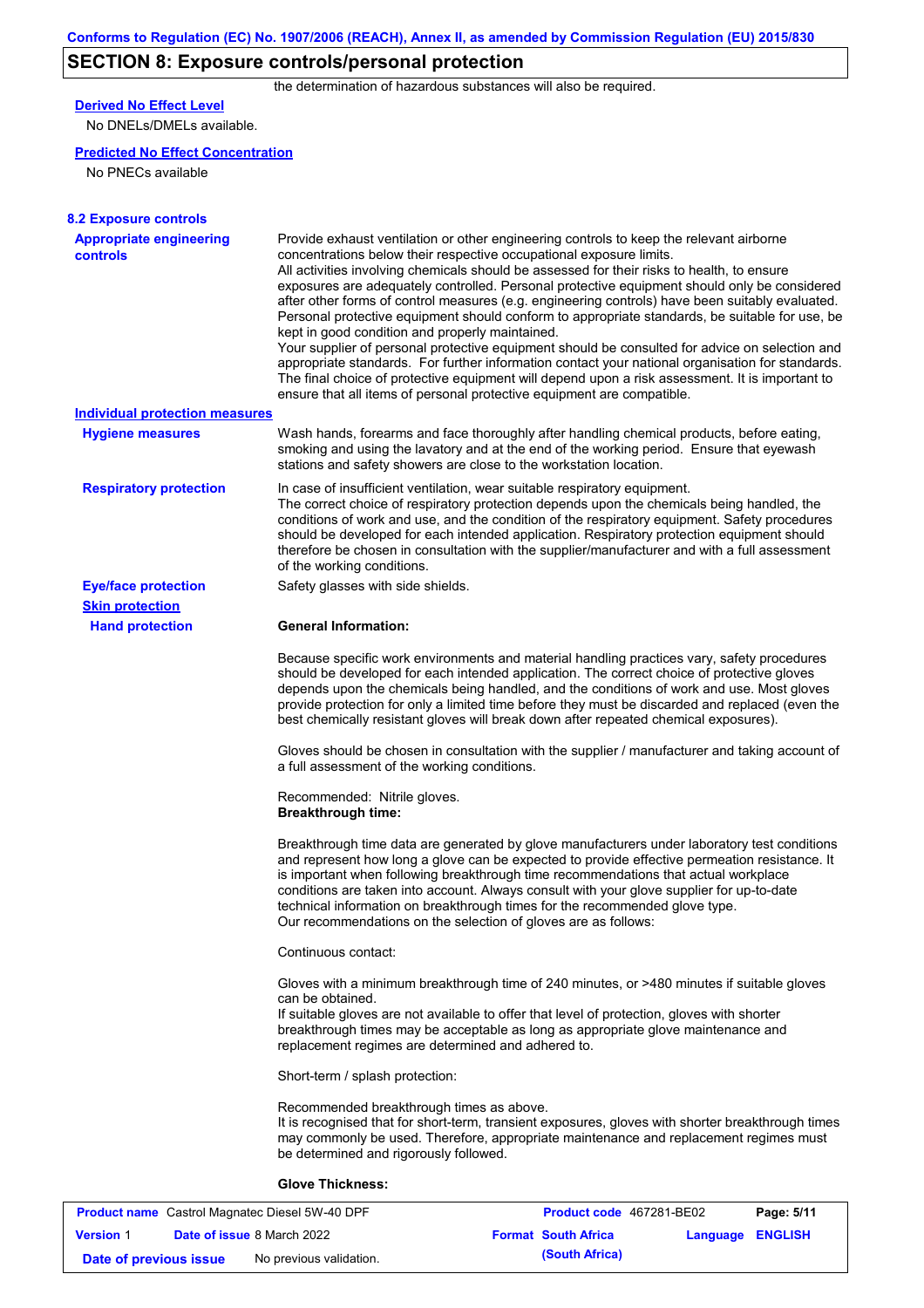## SECTION 8: Exposure controls/personal protection

the determination of hazardous substances will also be required.

**Derived No Effect Level**

No DNELs/DMELs available.

**Predicted No Effect Concentration**

No PNECs available

### 8.2 Exposure controls

**Appropriate engineering controls**

Provide exhaust ventilation or other engineering controls to keep the relevant airborne concentrations below their respective occupational exposure limits.
All activities involving chemicals should be assessed for their risks to health, to ensure exposures are adequately controlled. Personal protective equipment should only be considered after other forms of control measures (e.g. engineering controls) have been suitably evaluated. Personal protective equipment should conform to appropriate standards, be suitable for use, be kept in good condition and properly maintained.
Your supplier of personal protective equipment should be consulted for advice on selection and appropriate standards. For further information contact your national organisation for standards.
The final choice of protective equipment will depend upon a risk assessment. It is important to ensure that all items of personal protective equipment are compatible.

**Individual protection measures**

**Hygiene measures**

Wash hands, forearms and face thoroughly after handling chemical products, before eating, smoking and using the lavatory and at the end of the working period. Ensure that eyewash stations and safety showers are close to the workstation location.

**Respiratory protection**

In case of insufficient ventilation, wear suitable respiratory equipment.
The correct choice of respiratory protection depends upon the chemicals being handled, the conditions of work and use, and the condition of the respiratory equipment. Safety procedures should be developed for each intended application. Respiratory protection equipment should therefore be chosen in consultation with the supplier/manufacturer and with a full assessment of the working conditions.

**Eye/face protection**

Safety glasses with side shields.

**Skin protection**

**Hand protection**

**General Information:**

Because specific work environments and material handling practices vary, safety procedures should be developed for each intended application. The correct choice of protective gloves depends upon the chemicals being handled, and the conditions of work and use. Most gloves provide protection for only a limited time before they must be discarded and replaced (even the best chemically resistant gloves will break down after repeated chemical exposures).

Gloves should be chosen in consultation with the supplier / manufacturer and taking account of a full assessment of the working conditions.

Recommended: Nitrile gloves.
**Breakthrough time:**

Breakthrough time data are generated by glove manufacturers under laboratory test conditions and represent how long a glove can be expected to provide effective permeation resistance. It is important when following breakthrough time recommendations that actual workplace conditions are taken into account. Always consult with your glove supplier for up-to-date technical information on breakthrough times for the recommended glove type.
Our recommendations on the selection of gloves are as follows:

Continuous contact:

Gloves with a minimum breakthrough time of 240 minutes, or >480 minutes if suitable gloves can be obtained.
If suitable gloves are not available to offer that level of protection, gloves with shorter breakthrough times may be acceptable as long as appropriate glove maintenance and replacement regimes are determined and adhered to.

Short-term / splash protection:

Recommended breakthrough times as above.
It is recognised that for short-term, transient exposures, gloves with shorter breakthrough times may commonly be used. Therefore, appropriate maintenance and replacement regimes must be determined and rigorously followed.

**Glove Thickness:**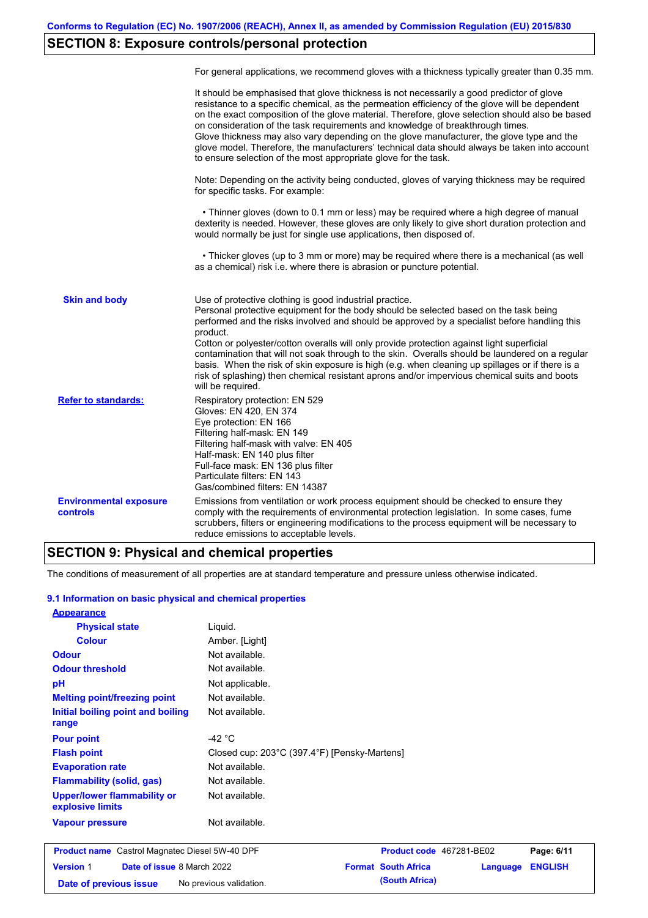## SECTION 8: Exposure controls/personal protection

For general applications, we recommend gloves with a thickness typically greater than 0.35 mm.

It should be emphasised that glove thickness is not necessarily a good predictor of glove resistance to a specific chemical, as the permeation efficiency of the glove will be dependent on the exact composition of the glove material. Therefore, glove selection should also be based on consideration of the task requirements and knowledge of breakthrough times.
Glove thickness may also vary depending on the glove manufacturer, the glove type and the glove model. Therefore, the manufacturers' technical data should always be taken into account to ensure selection of the most appropriate glove for the task.

Note: Depending on the activity being conducted, gloves of varying thickness may be required for specific tasks. For example:

- Thinner gloves (down to 0.1 mm or less) may be required where a high degree of manual dexterity is needed. However, these gloves are only likely to give short duration protection and would normally be just for single use applications, then disposed of.

- Thicker gloves (up to 3 mm or more) may be required where there is a mechanical (as well as a chemical) risk i.e. where there is abrasion or puncture potential.

**Skin and body**

Use of protective clothing is good industrial practice.
Personal protective equipment for the body should be selected based on the task being performed and the risks involved and should be approved by a specialist before handling this product.
Cotton or polyester/cotton overalls will only provide protection against light superficial contamination that will not soak through to the skin. Overalls should be laundered on a regular basis. When the risk of skin exposure is high (e.g. when cleaning up spillages or if there is a risk of splashing) then chemical resistant aprons and/or impervious chemical suits and boots will be required.

**Refer to standards:**

Respiratory protection: EN 529
Gloves: EN 420, EN 374
Eye protection: EN 166
Filtering half-mask: EN 149
Filtering half-mask with valve: EN 405
Half-mask: EN 140 plus filter
Full-face mask: EN 136 plus filter
Particulate filters: EN 143
Gas/combined filters: EN 14387

**Environmental exposure controls**

Emissions from ventilation or work process equipment should be checked to ensure they comply with the requirements of environmental protection legislation. In some cases, fume scrubbers, filters or engineering modifications to the process equipment will be necessary to reduce emissions to acceptable levels.

## SECTION 9: Physical and chemical properties

The conditions of measurement of all properties are at standard temperature and pressure unless otherwise indicated.

### 9.1 Information on basic physical and chemical properties

| Property | Value |
|---|---|
| **Appearance** | |
| Physical state | Liquid. |
| Colour | Amber. [Light] |
| **Odour** | Not available. |
| **Odour threshold** | Not available. |
| **pH** | Not applicable. |
| **Melting point/freezing point** | Not available. |
| **Initial boiling point and boiling range** | Not available. |
| **Pour point** | -42 °C |
| **Flash point** | Closed cup: 203°C (397.4°F) [Pensky-Martens] |
| **Evaporation rate** | Not available. |
| **Flammability (solid, gas)** | Not available. |
| **Upper/lower flammability or explosive limits** | Not available. |
| **Vapour pressure** | Not available. |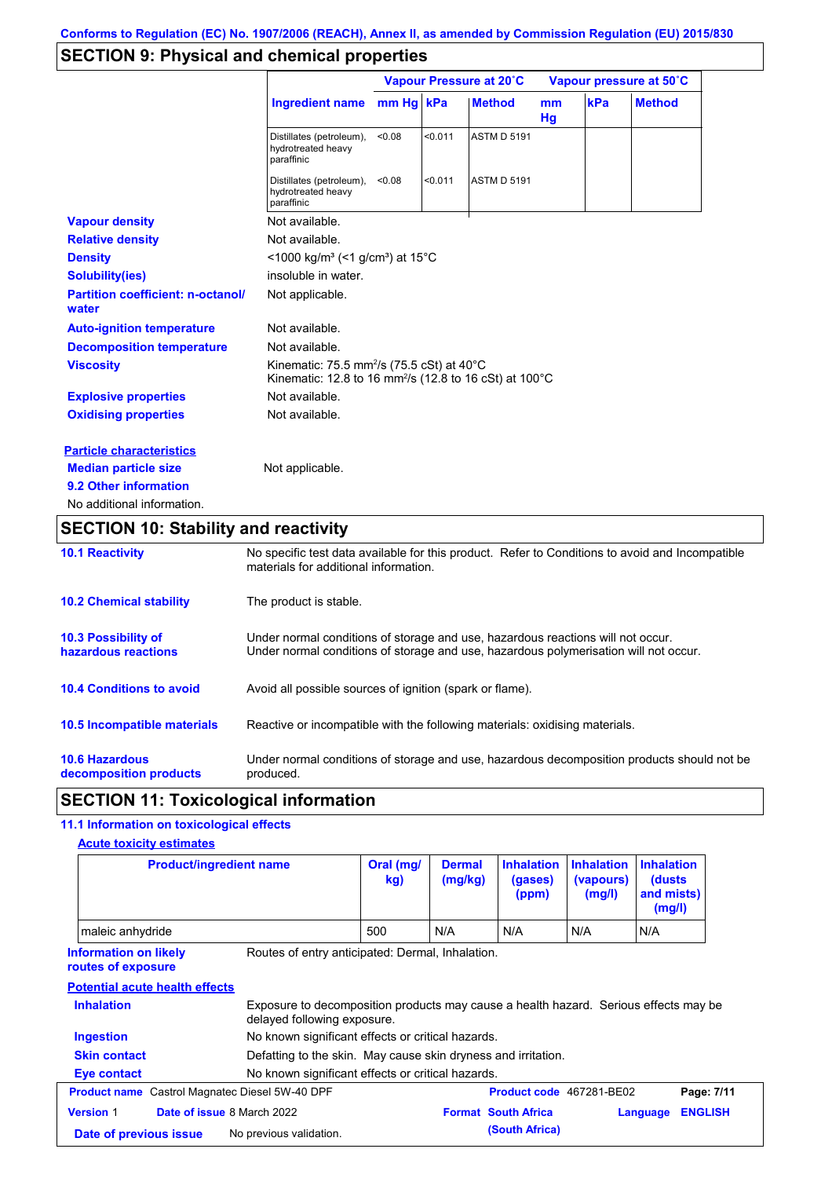Conforms to Regulation (EC) No. 1907/2006 (REACH), Annex II, as amended by Commission Regulation (EU) 2015/830

## SECTION 9: Physical and chemical properties

| | Vapour Pressure at 20˚C | | | Vapour pressure at 50˚C | | |
|---|---|---|---|---|---|---|
| Ingredient name | mm Hg | kPa | Method | mm Hg | kPa | Method |
| Distillates (petroleum), hydrotreated heavy paraffinic | <0.08 | <0.011 | ASTM D 5191 | | | |
| Distillates (petroleum), hydrotreated heavy paraffinic | <0.08 | <0.011 | ASTM D 5191 | | | |

**Vapour density** Not available.

**Relative density** Not available.

**Density** <1000 kg/m³ (<1 g/cm³) at 15°C

**Solubility(ies)** insoluble in water.

**Partition coefficient: n-octanol/ water** Not applicable.

**Auto-ignition temperature** Not available.

**Decomposition temperature** Not available.

**Viscosity** Kinematic: 75.5 mm²/s (75.5 cSt) at 40°C
Kinematic: 12.8 to 16 mm²/s (12.8 to 16 cSt) at 100°C

**Explosive properties** Not available.

**Oxidising properties** Not available.

**Particle characteristics**

**Median particle size** Not applicable.

**9.2 Other information**

No additional information.

## SECTION 10: Stability and reactivity

**10.1 Reactivity** No specific test data available for this product. Refer to Conditions to avoid and Incompatible materials for additional information.

**10.2 Chemical stability** The product is stable.

**10.3 Possibility of hazardous reactions** Under normal conditions of storage and use, hazardous reactions will not occur.
Under normal conditions of storage and use, hazardous polymerisation will not occur.

**10.4 Conditions to avoid** Avoid all possible sources of ignition (spark or flame).

**10.5 Incompatible materials** Reactive or incompatible with the following materials: oxidising materials.

**10.6 Hazardous decomposition products** Under normal conditions of storage and use, hazardous decomposition products should not be produced.

## SECTION 11: Toxicological information

**11.1 Information on toxicological effects**

**Acute toxicity estimates**

| Product/ingredient name | Oral (mg/kg) | Dermal (mg/kg) | Inhalation (gases) (ppm) | Inhalation (vapours) (mg/l) | Inhalation (dusts and mists) (mg/l) |
|---|---|---|---|---|---|
| maleic anhydride | 500 | N/A | N/A | N/A | N/A |

**Information on likely routes of exposure** Routes of entry anticipated: Dermal, Inhalation.

**Potential acute health effects**

**Inhalation** Exposure to decomposition products may cause a health hazard. Serious effects may be delayed following exposure.

**Ingestion** No known significant effects or critical hazards.

**Skin contact** Defatting to the skin. May cause skin dryness and irritation.

**Eye contact** No known significant effects or critical hazards.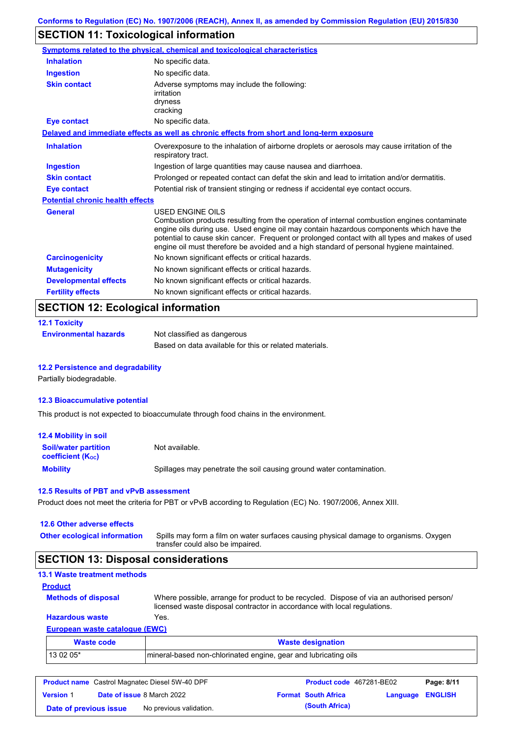Conforms to Regulation (EC) No. 1907/2006 (REACH), Annex II, as amended by Commission Regulation (EU) 2015/830

## SECTION 11: Toxicological information

**Symptoms related to the physical, chemical and toxicological characteristics**

| | |
|---|---|
| **Inhalation** | No specific data. |
| **Ingestion** | No specific data. |
| **Skin contact** | Adverse symptoms may include the following:<br>irritation<br>dryness<br>cracking |
| **Eye contact** | No specific data. |

**Delayed and immediate effects as well as chronic effects from short and long-term exposure**

| | |
|---|---|
| **Inhalation** | Overexposure to the inhalation of airborne droplets or aerosols may cause irritation of the respiratory tract. |
| **Ingestion** | Ingestion of large quantities may cause nausea and diarrhoea. |
| **Skin contact** | Prolonged or repeated contact can defat the skin and lead to irritation and/or dermatitis. |
| **Eye contact** | Potential risk of transient stinging or redness if accidental eye contact occurs. |

**Potential chronic health effects**

| | |
|---|---|
| **General** | USED ENGINE OILS<br>Combustion products resulting from the operation of internal combustion engines contaminate engine oils during use. Used engine oil may contain hazardous components which have the potential to cause skin cancer. Frequent or prolonged contact with all types and makes of used engine oil must therefore be avoided and a high standard of personal hygiene maintained. |
| **Carcinogenicity** | No known significant effects or critical hazards. |
| **Mutagenicity** | No known significant effects or critical hazards. |
| **Developmental effects** | No known significant effects or critical hazards. |
| **Fertility effects** | No known significant effects or critical hazards. |

## SECTION 12: Ecological information

### 12.1 Toxicity

| | |
|---|---|
| **Environmental hazards** | Not classified as dangerous<br>Based on data available for this or related materials. |

### 12.2 Persistence and degradability

Partially biodegradable.

### 12.3 Bioaccumulative potential

This product is not expected to bioaccumulate through food chains in the environment.

### 12.4 Mobility in soil

| | |
|---|---|
| **Soil/water partition coefficient ($K_{OC}$)** | Not available. |
| **Mobility** | Spillages may penetrate the soil causing ground water contamination. |

### 12.5 Results of PBT and vPvB assessment

Product does not meet the criteria for PBT or vPvB according to Regulation (EC) No. 1907/2006, Annex XIII.

### 12.6 Other adverse effects

| | |
|---|---|
| **Other ecological information** | Spills may form a film on water surfaces causing physical damage to organisms. Oxygen transfer could also be impaired. |

## SECTION 13: Disposal considerations

### 13.1 Waste treatment methods

**Product**

| | |
|---|---|
| **Methods of disposal** | Where possible, arrange for product to be recycled. Dispose of via an authorised person/ licensed waste disposal contractor in accordance with local regulations. |
| **Hazardous waste** | Yes. |

**European waste catalogue (EWC)**

| Waste code | Waste designation |
|---|---|
| 13 02 05* | mineral-based non-chlorinated engine, gear and lubricating oils |

| | | | |
|---|---|---|---|
| **Product name** Castrol Magnatec Diesel 5W-40 DPF | | **Product code** 467281-BE02 | |
| **Version** 1 | **Date of issue** 8 March 2022 | **Format** South Africa (South Africa) | **Language** ENGLISH |
| **Date of previous issue** | No previous validation. | | |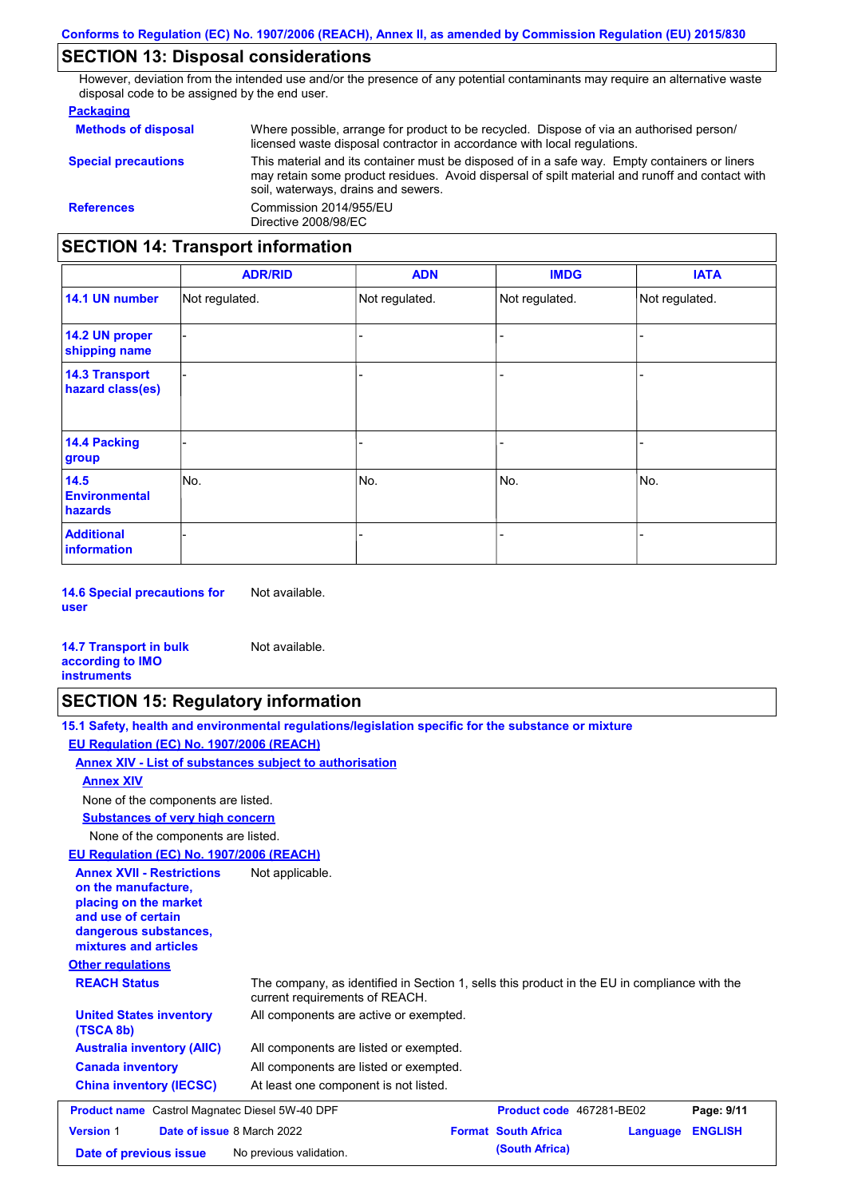## SECTION 13: Disposal considerations

However, deviation from the intended use and/or the presence of any potential contaminants may require an alternative waste disposal code to be assigned by the end user.

### Packaging

**Methods of disposal**
Where possible, arrange for product to be recycled. Dispose of via an authorised person/ licensed waste disposal contractor in accordance with local regulations.

**Special precautions**
This material and its container must be disposed of in a safe way. Empty containers or liners may retain some product residues. Avoid dispersal of spilt material and runoff and contact with soil, waterways, drains and sewers.

**References**
Commission 2014/955/EU
Directive 2008/98/EC

## SECTION 14: Transport information

| | ADR/RID | ADN | IMDG | IATA |
|---|---|---|---|---|
| **14.1 UN number** | Not regulated. | Not regulated. | Not regulated. | Not regulated. |
| **14.2 UN proper shipping name** | - | - | - | - |
| **14.3 Transport hazard class(es)** | - | - | - | - |
| **14.4 Packing group** | - | - | - | - |
| **14.5 Environmental hazards** | No. | No. | No. | No. |
| **Additional information** | - | - | - | - |

**14.6 Special precautions for user** Not available.

**14.7 Transport in bulk according to IMO instruments** Not available.

## SECTION 15: Regulatory information

**15.1 Safety, health and environmental regulations/legislation specific for the substance or mixture**

**EU Regulation (EC) No. 1907/2006 (REACH)**

**Annex XIV - List of substances subject to authorisation**

**Annex XIV**

None of the components are listed.

**Substances of very high concern**

None of the components are listed.

**EU Regulation (EC) No. 1907/2006 (REACH)**

**Annex XVII - Restrictions on the manufacture, placing on the market and use of certain dangerous substances, mixtures and articles** Not applicable.

**Other regulations**

**REACH Status** The company, as identified in Section 1, sells this product in the EU in compliance with the current requirements of REACH.

**United States inventory (TSCA 8b)** All components are active or exempted.

**Australia inventory (AIIC)** All components are listed or exempted.

**Canada inventory** All components are listed or exempted.

**China inventory (IECSC)** At least one component is not listed.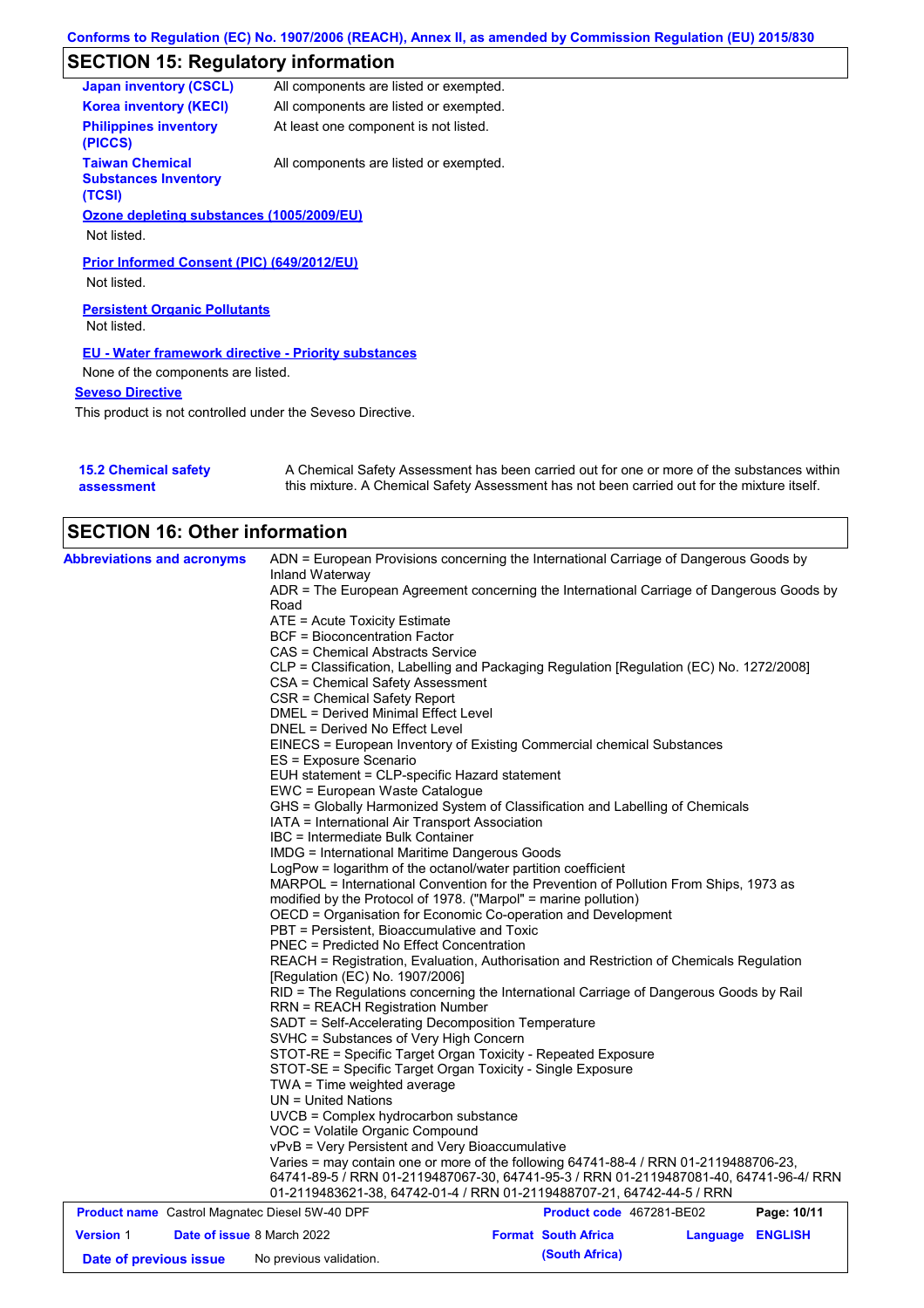## SECTION 15: Regulatory information

| | |
|---|---|
| **Japan inventory (CSCL)** | All components are listed or exempted. |
| **Korea inventory (KECI)** | All components are listed or exempted. |
| **Philippines inventory (PICCS)** | At least one component is not listed. |
| **Taiwan Chemical Substances Inventory (TCSI)** | All components are listed or exempted. |

**Ozone depleting substances (1005/2009/EU)**

Not listed.

**Prior Informed Consent (PIC) (649/2012/EU)**

Not listed.

**Persistent Organic Pollutants**

Not listed.

**EU - Water framework directive - Priority substances**

None of the components are listed.

**Seveso Directive**

This product is not controlled under the Seveso Directive.

**15.2 Chemical safety assessment**

A Chemical Safety Assessment has been carried out for one or more of the substances within this mixture. A Chemical Safety Assessment has not been carried out for the mixture itself.

## SECTION 16: Other information

**Abbreviations and acronyms**

ADN = European Provisions concerning the International Carriage of Dangerous Goods by Inland Waterway
ADR = The European Agreement concerning the International Carriage of Dangerous Goods by Road
ATE = Acute Toxicity Estimate
BCF = Bioconcentration Factor
CAS = Chemical Abstracts Service
CLP = Classification, Labelling and Packaging Regulation [Regulation (EC) No. 1272/2008]
CSA = Chemical Safety Assessment
CSR = Chemical Safety Report
DMEL = Derived Minimal Effect Level
DNEL = Derived No Effect Level
EINECS = European Inventory of Existing Commercial chemical Substances
ES = Exposure Scenario
EUH statement = CLP-specific Hazard statement
EWC = European Waste Catalogue
GHS = Globally Harmonized System of Classification and Labelling of Chemicals
IATA = International Air Transport Association
IBC = Intermediate Bulk Container
IMDG = International Maritime Dangerous Goods
LogPow = logarithm of the octanol/water partition coefficient
MARPOL = International Convention for the Prevention of Pollution From Ships, 1973 as modified by the Protocol of 1978. ("Marpol" = marine pollution)
OECD = Organisation for Economic Co-operation and Development
PBT = Persistent, Bioaccumulative and Toxic
PNEC = Predicted No Effect Concentration
REACH = Registration, Evaluation, Authorisation and Restriction of Chemicals Regulation [Regulation (EC) No. 1907/2006]
RID = The Regulations concerning the International Carriage of Dangerous Goods by Rail
RRN = REACH Registration Number
SADT = Self-Accelerating Decomposition Temperature
SVHC = Substances of Very High Concern
STOT-RE = Specific Target Organ Toxicity - Repeated Exposure
STOT-SE = Specific Target Organ Toxicity - Single Exposure
TWA = Time weighted average
UN = United Nations
UVCB = Complex hydrocarbon substance
VOC = Volatile Organic Compound
vPvB = Very Persistent and Very Bioaccumulative
Varies = may contain one or more of the following 64741-88-4 / RRN 01-2119488706-23, 64741-89-5 / RRN 01-2119487067-30, 64741-95-3 / RRN 01-2119487081-40, 64741-96-4/ RRN 01-2119483621-38, 64742-01-4 / RRN 01-2119488707-21, 64742-44-5 / RRN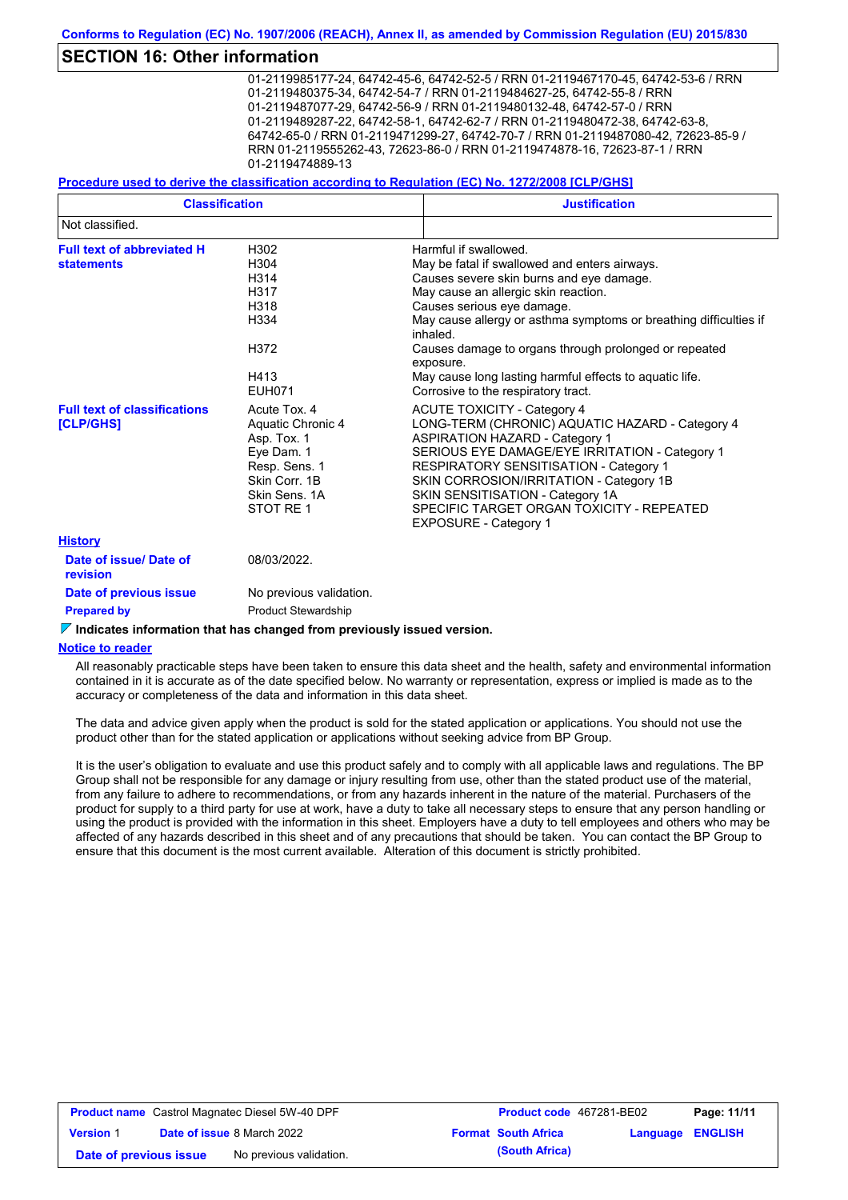## SECTION 16: Other information

01-2119985177-24, 64742-45-6, 64742-52-5 / RRN 01-2119467170-45, 64742-53-6 / RRN 01-2119480375-34, 64742-54-7 / RRN 01-2119484627-25, 64742-55-8 / RRN 01-2119487077-29, 64742-56-9 / RRN 01-2119480132-48, 64742-57-0 / RRN 01-2119489287-22, 64742-58-1, 64742-62-7 / RRN 01-2119480472-38, 64742-63-8, 64742-65-0 / RRN 01-2119471299-27, 64742-70-7 / RRN 01-2119487080-42, 72623-85-9 / RRN 01-2119555262-43, 72623-86-0 / RRN 01-2119474878-16, 72623-87-1 / RRN 01-2119474889-13

**Procedure used to derive the classification according to Regulation (EC) No. 1272/2008 [CLP/GHS]**

| Classification | Justification |
| --- | --- |
| Not classified. | |

**Full text of abbreviated H statements**

| | | |
| --- | --- | --- |
| H302 | Harmful if swallowed. |
| H304 | May be fatal if swallowed and enters airways. |
| H314 | Causes severe skin burns and eye damage. |
| H317 | May cause an allergic skin reaction. |
| H318 | Causes serious eye damage. |
| H334 | May cause allergy or asthma symptoms or breathing difficulties if inhaled. |
| H372 | Causes damage to organs through prolonged or repeated exposure. |
| H413 | May cause long lasting harmful effects to aquatic life. |
| EUH071 | Corrosive to the respiratory tract. |

**Full text of classifications [CLP/GHS]**

| | |
| --- | --- |
| Acute Tox. 4 | ACUTE TOXICITY - Category 4 |
| Aquatic Chronic 4 | LONG-TERM (CHRONIC) AQUATIC HAZARD - Category 4 |
| Asp. Tox. 1 | ASPIRATION HAZARD - Category 1 |
| Eye Dam. 1 | SERIOUS EYE DAMAGE/EYE IRRITATION - Category 1 |
| Resp. Sens. 1 | RESPIRATORY SENSITISATION - Category 1 |
| Skin Corr. 1B | SKIN CORROSION/IRRITATION - Category 1B |
| Skin Sens. 1A | SKIN SENSITISATION - Category 1A |
| STOT RE 1 | SPECIFIC TARGET ORGAN TOXICITY - REPEATED EXPOSURE - Category 1 |

**History**

**Date of issue/ Date of revision** 08/03/2022.

**Date of previous issue** No previous validation.

**Prepared by** Product Stewardship

**Indicates information that has changed from previously issued version.**

**Notice to reader**

All reasonably practicable steps have been taken to ensure this data sheet and the health, safety and environmental information contained in it is accurate as of the date specified below. No warranty or representation, express or implied is made as to the accuracy or completeness of the data and information in this data sheet.

The data and advice given apply when the product is sold for the stated application or applications. You should not use the product other than for the stated application or applications without seeking advice from BP Group.

It is the user's obligation to evaluate and use this product safely and to comply with all applicable laws and regulations. The BP Group shall not be responsible for any damage or injury resulting from use, other than the stated product use of the material, from any failure to adhere to recommendations, or from any hazards inherent in the nature of the material. Purchasers of the product for supply to a third party for use at work, have a duty to take all necessary steps to ensure that any person handling or using the product is provided with the information in this sheet. Employers have a duty to tell employees and others who may be affected of any hazards described in this sheet and of any precautions that should be taken. You can contact the BP Group to ensure that this document is the most current available. Alteration of this document is strictly prohibited.